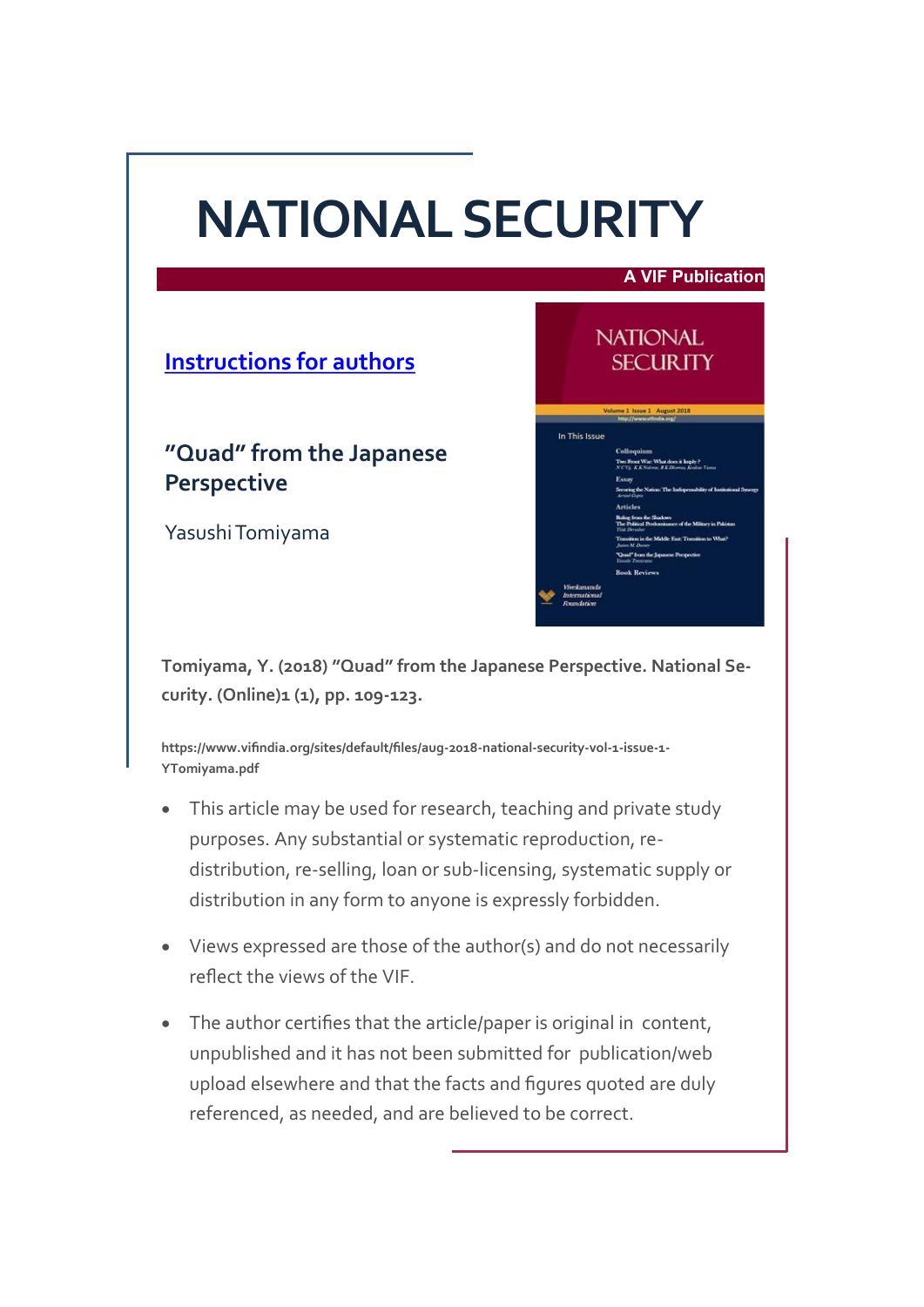# NATIONAL SECURITY

**A VIF Publication**

[Instructions for authors]

## "Quad" from the Japanese Perspective

Yasushi Tomiyama

**Tomiyama, Y. (2018) "Quad" from the Japanese Perspective. National Security. (Online)1 (1), pp. 109-123.**

**https://www.vifindia.org/sites/default/files/aug-2018-national-security-vol-1-issue-1-YTomiyama.pdf**

- This article may be used for research, teaching and private study purposes. Any substantial or systematic reproduction, re-distribution, re-selling, loan or sub-licensing, systematic supply or distribution in any form to anyone is expressly forbidden.
- Views expressed are those of the author(s) and do not necessarily reflect the views of the VIF.
- The author certifies that the article/paper is original in content, unpublished and it has not been submitted for publication/web upload elsewhere and that the facts and figures quoted are duly referenced, as needed, and are believed to be correct.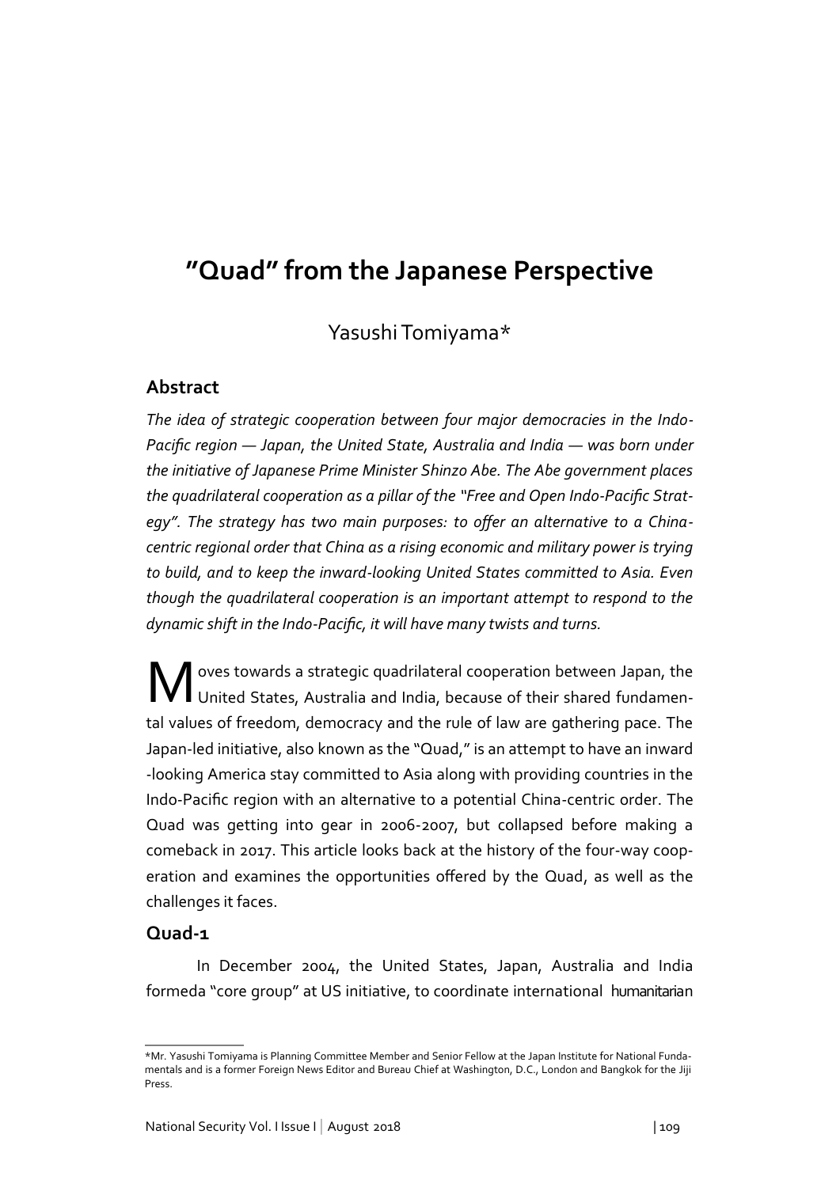# "Quad" from the Japanese Perspective

Yasushi Tomiyama*

## Abstract

*The idea of strategic cooperation between four major democracies in the Indo-Pacific region — Japan, the United State, Australia and India — was born under the initiative of Japanese Prime Minister Shinzo Abe. The Abe government places the quadrilateral cooperation as a pillar of the "Free and Open Indo-Pacific Strategy". The strategy has two main purposes: to offer an alternative to a China-centric regional order that China as a rising economic and military power is trying to build, and to keep the inward-looking United States committed to Asia. Even though the quadrilateral cooperation is an important attempt to respond to the dynamic shift in the Indo-Pacific, it will have many twists and turns.*

Moves towards a strategic quadrilateral cooperation between Japan, the United States, Australia and India, because of their shared fundamental values of freedom, democracy and the rule of law are gathering pace. The Japan-led initiative, also known as the "Quad," is an attempt to have an inward -looking America stay committed to Asia along with providing countries in the Indo-Pacific region with an alternative to a potential China-centric order. The Quad was getting into gear in 2006-2007, but collapsed before making a comeback in 2017. This article looks back at the history of the four-way cooperation and examines the opportunities offered by the Quad, as well as the challenges it faces.

### Quad-1

In December 2004, the United States, Japan, Australia and India formeda "core group" at US initiative, to coordinate international humanitarian

*Mr. Yasushi Tomiyama is Planning Committee Member and Senior Fellow at the Japan Institute for National Fundamentals and is a former Foreign News Editor and Bureau Chief at Washington, D.C., London and Bangkok for the Jiji Press.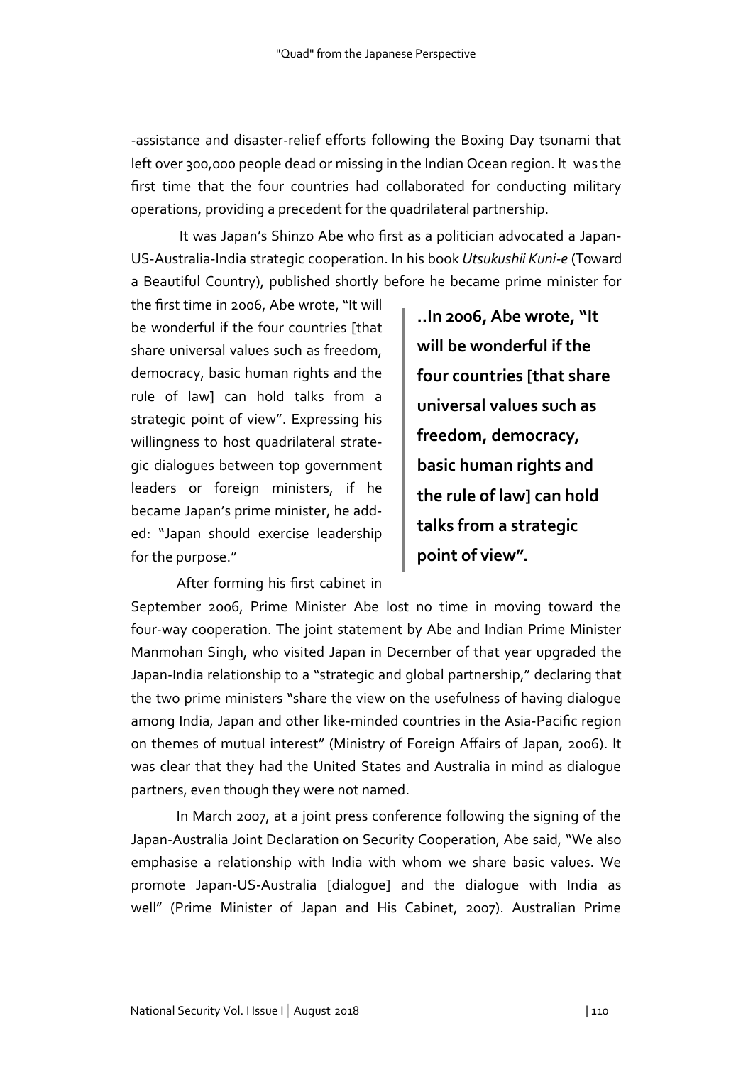-assistance and disaster-relief efforts following the Boxing Day tsunami that left over 300,000 people dead or missing in the Indian Ocean region. It was the first time that the four countries had collaborated for conducting military operations, providing a precedent for the quadrilateral partnership.

It was Japan's Shinzo Abe who first as a politician advocated a Japan-US-Australia-India strategic cooperation. In his book *Utsukushii Kuni-e* (Toward a Beautiful Country), published shortly before he became prime minister for the first time in 2006, Abe wrote, "It will be wonderful if the four countries [that share universal values such as freedom, democracy, basic human rights and the rule of law] can hold talks from a strategic point of view". Expressing his willingness to host quadrilateral strategic dialogues between top government leaders or foreign ministers, if he became Japan's prime minister, he added: "Japan should exercise leadership for the purpose."

> **..In 2006, Abe wrote, "It will be wonderful if the four countries [that share universal values such as freedom, democracy, basic human rights and the rule of law] can hold talks from a strategic point of view".**

After forming his first cabinet in September 2006, Prime Minister Abe lost no time in moving toward the four-way cooperation. The joint statement by Abe and Indian Prime Minister Manmohan Singh, who visited Japan in December of that year upgraded the Japan-India relationship to a "strategic and global partnership," declaring that the two prime ministers "share the view on the usefulness of having dialogue among India, Japan and other like-minded countries in the Asia-Pacific region on themes of mutual interest" (Ministry of Foreign Affairs of Japan, 2006). It was clear that they had the United States and Australia in mind as dialogue partners, even though they were not named.

In March 2007, at a joint press conference following the signing of the Japan-Australia Joint Declaration on Security Cooperation, Abe said, "We also emphasise a relationship with India with whom we share basic values. We promote Japan-US-Australia [dialogue] and the dialogue with India as well" (Prime Minister of Japan and His Cabinet, 2007). Australian Prime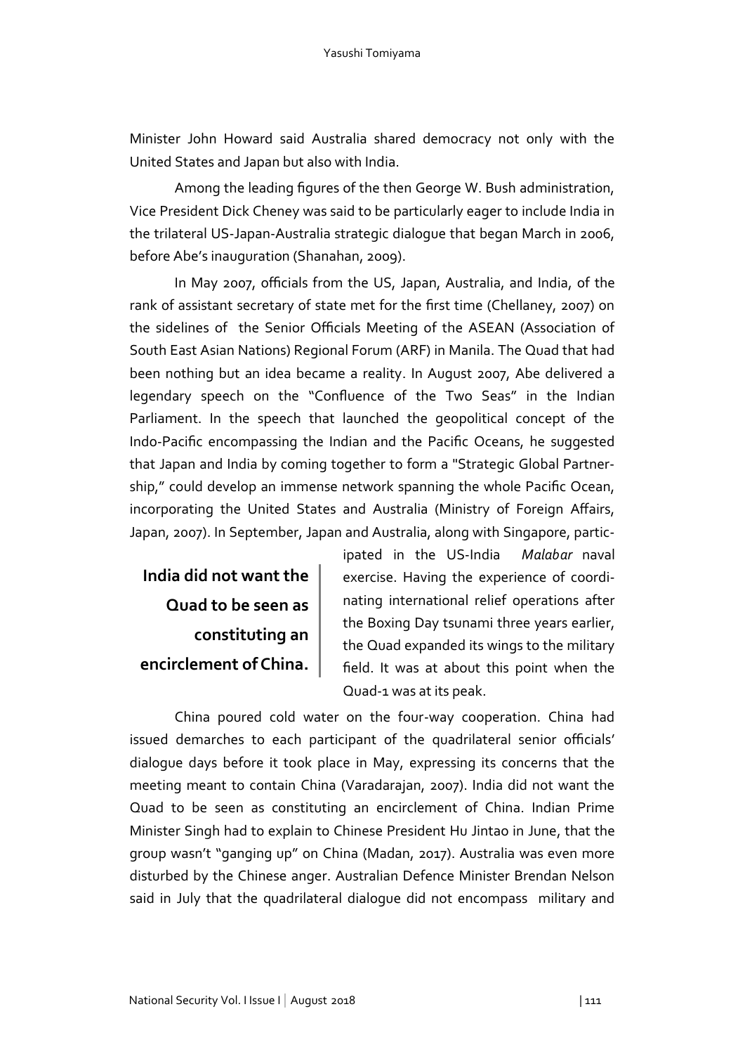Minister John Howard said Australia shared democracy not only with the United States and Japan but also with India.

Among the leading figures of the then George W. Bush administration, Vice President Dick Cheney was said to be particularly eager to include India in the trilateral US-Japan-Australia strategic dialogue that began March in 2006, before Abe's inauguration (Shanahan, 2009).

In May 2007, officials from the US, Japan, Australia, and India, of the rank of assistant secretary of state met for the first time (Chellaney, 2007) on the sidelines of the Senior Officials Meeting of the ASEAN (Association of South East Asian Nations) Regional Forum (ARF) in Manila. The Quad that had been nothing but an idea became a reality. In August 2007, Abe delivered a legendary speech on the "Confluence of the Two Seas" in the Indian Parliament. In the speech that launched the geopolitical concept of the Indo-Pacific encompassing the Indian and the Pacific Oceans, he suggested that Japan and India by coming together to form a "Strategic Global Partnership," could develop an immense network spanning the whole Pacific Ocean, incorporating the United States and Australia (Ministry of Foreign Affairs, Japan, 2007). In September, Japan and Australia, along with Singapore, participated in the US-India *Malabar* naval exercise. Having the experience of coordinating international relief operations after the Boxing Day tsunami three years earlier, the Quad expanded its wings to the military field. It was at about this point when the Quad-1 was at its peak.

> **India did not want the Quad to be seen as constituting an encirclement of China.**

China poured cold water on the four-way cooperation. China had issued demarches to each participant of the quadrilateral senior officials' dialogue days before it took place in May, expressing its concerns that the meeting meant to contain China (Varadarajan, 2007). India did not want the Quad to be seen as constituting an encirclement of China. Indian Prime Minister Singh had to explain to Chinese President Hu Jintao in June, that the group wasn't "ganging up" on China (Madan, 2017). Australia was even more disturbed by the Chinese anger. Australian Defence Minister Brendan Nelson said in July that the quadrilateral dialogue did not encompass military and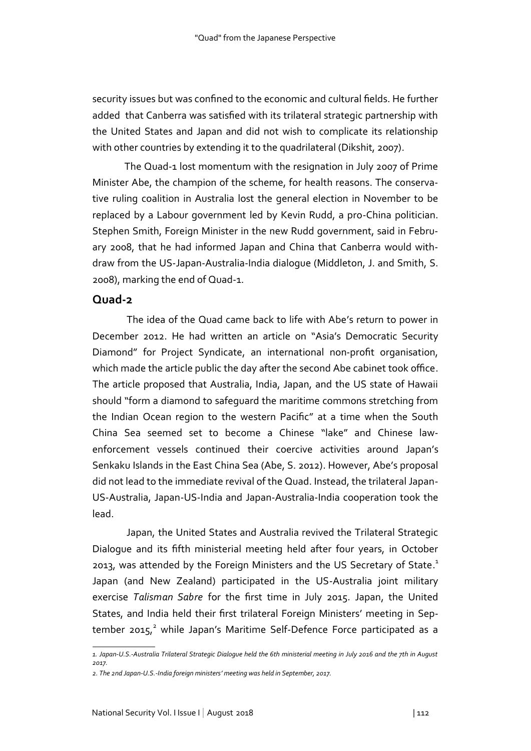security issues but was confined to the economic and cultural fields. He further added that Canberra was satisfied with its trilateral strategic partnership with the United States and Japan and did not wish to complicate its relationship with other countries by extending it to the quadrilateral (Dikshit, 2007).

The Quad-1 lost momentum with the resignation in July 2007 of Prime Minister Abe, the champion of the scheme, for health reasons. The conservative ruling coalition in Australia lost the general election in November to be replaced by a Labour government led by Kevin Rudd, a pro-China politician. Stephen Smith, Foreign Minister in the new Rudd government, said in February 2008, that he had informed Japan and China that Canberra would withdraw from the US-Japan-Australia-India dialogue (Middleton, J. and Smith, S. 2008), marking the end of Quad-1.

## Quad-2

The idea of the Quad came back to life with Abe's return to power in December 2012. He had written an article on "Asia's Democratic Security Diamond" for Project Syndicate, an international non-profit organisation, which made the article public the day after the second Abe cabinet took office. The article proposed that Australia, India, Japan, and the US state of Hawaii should "form a diamond to safeguard the maritime commons stretching from the Indian Ocean region to the western Pacific" at a time when the South China Sea seemed set to become a Chinese "lake" and Chinese law-enforcement vessels continued their coercive activities around Japan's Senkaku Islands in the East China Sea (Abe, S. 2012). However, Abe's proposal did not lead to the immediate revival of the Quad. Instead, the trilateral Japan-US-Australia, Japan-US-India and Japan-Australia-India cooperation took the lead.

Japan, the United States and Australia revived the Trilateral Strategic Dialogue and its fifth ministerial meeting held after four years, in October 2013, was attended by the Foreign Ministers and the US Secretary of State.[1] Japan (and New Zealand) participated in the US-Australia joint military exercise *Talisman Sabre* for the first time in July 2015. Japan, the United States, and India held their first trilateral Foreign Ministers' meeting in September 2015,[2] while Japan's Maritime Self-Defence Force participated as a

*1. Japan-U.S.-Australia Trilateral Strategic Dialogue held the 6th ministerial meeting in July 2016 and the 7th in August 2017.*

*2. The 2nd Japan-U.S.-India foreign ministers' meeting was held in September, 2017.*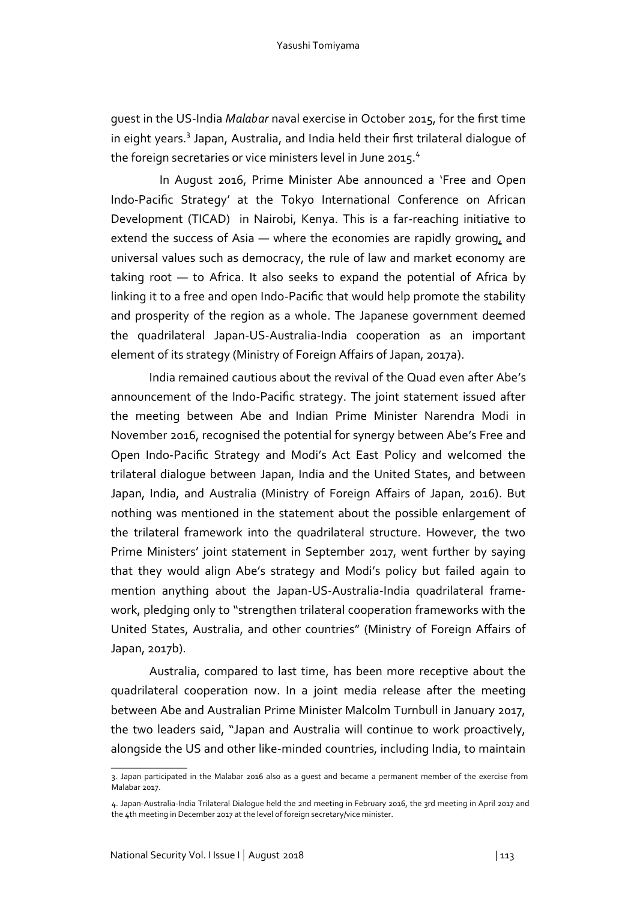guest in the US-India *Malabar* naval exercise in October 2015, for the first time in eight years.[3] Japan, Australia, and India held their first trilateral dialogue of the foreign secretaries or vice ministers level in June 2015.[4]

In August 2016, Prime Minister Abe announced a 'Free and Open Indo-Pacific Strategy' at the Tokyo International Conference on African Development (TICAD) in Nairobi, Kenya. This is a far-reaching initiative to extend the success of Asia — where the economies are rapidly growing, and universal values such as democracy, the rule of law and market economy are taking root — to Africa. It also seeks to expand the potential of Africa by linking it to a free and open Indo-Pacific that would help promote the stability and prosperity of the region as a whole. The Japanese government deemed the quadrilateral Japan-US-Australia-India cooperation as an important element of its strategy (Ministry of Foreign Affairs of Japan, 2017a).

India remained cautious about the revival of the Quad even after Abe's announcement of the Indo-Pacific strategy. The joint statement issued after the meeting between Abe and Indian Prime Minister Narendra Modi in November 2016, recognised the potential for synergy between Abe's Free and Open Indo-Pacific Strategy and Modi's Act East Policy and welcomed the trilateral dialogue between Japan, India and the United States, and between Japan, India, and Australia (Ministry of Foreign Affairs of Japan, 2016). But nothing was mentioned in the statement about the possible enlargement of the trilateral framework into the quadrilateral structure. However, the two Prime Ministers' joint statement in September 2017, went further by saying that they would align Abe's strategy and Modi's policy but failed again to mention anything about the Japan-US-Australia-India quadrilateral framework, pledging only to "strengthen trilateral cooperation frameworks with the United States, Australia, and other countries" (Ministry of Foreign Affairs of Japan, 2017b).

Australia, compared to last time, has been more receptive about the quadrilateral cooperation now. In a joint media release after the meeting between Abe and Australian Prime Minister Malcolm Turnbull in January 2017, the two leaders said, "Japan and Australia will continue to work proactively, alongside the US and other like-minded countries, including India, to maintain

---

3. Japan participated in the Malabar 2016 also as a guest and became a permanent member of the exercise from Malabar 2017.

4. Japan-Australia-India Trilateral Dialogue held the 2nd meeting in February 2016, the 3rd meeting in April 2017 and the 4th meeting in December 2017 at the level of foreign secretary/vice minister.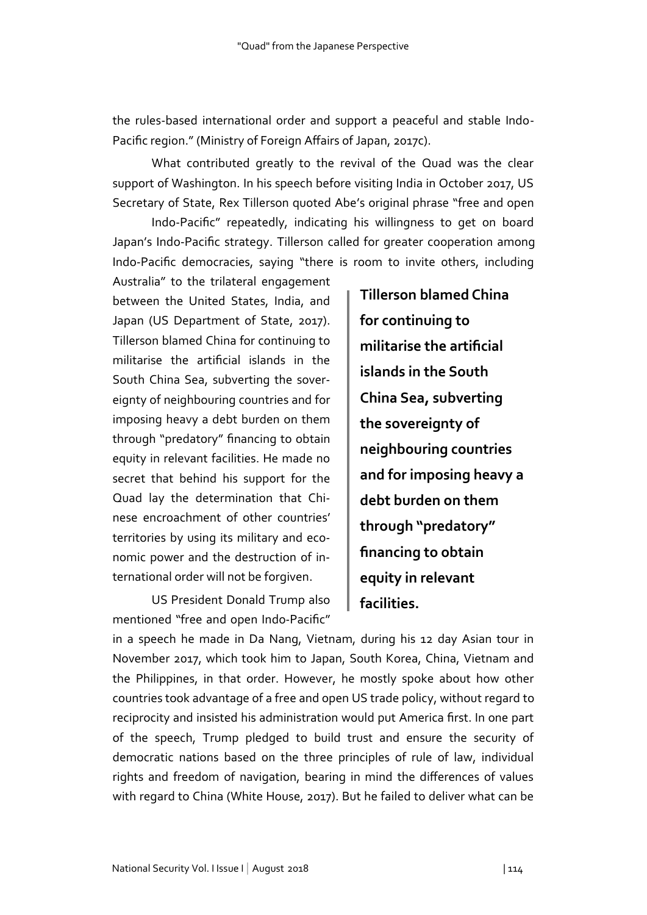the rules-based international order and support a peaceful and stable Indo-Pacific region." (Ministry of Foreign Affairs of Japan, 2017c).

What contributed greatly to the revival of the Quad was the clear support of Washington. In his speech before visiting India in October 2017, US Secretary of State, Rex Tillerson quoted Abe's original phrase "free and open Indo-Pacific" repeatedly, indicating his willingness to get on board Japan's Indo-Pacific strategy. Tillerson called for greater cooperation among Indo-Pacific democracies, saying "there is room to invite others, including Australia" to the trilateral engagement between the United States, India, and Japan (US Department of State, 2017). Tillerson blamed China for continuing to militarise the artificial islands in the South China Sea, subverting the sovereignty of neighbouring countries and for imposing heavy a debt burden on them through "predatory" financing to obtain equity in relevant facilities. He made no secret that behind his support for the Quad lay the determination that Chinese encroachment of other countries' territories by using its military and economic power and the destruction of international order will not be forgiven.

> **Tillerson blamed China for continuing to militarise the artificial islands in the South China Sea, subverting the sovereignty of neighbouring countries and for imposing heavy a debt burden on them through "predatory" financing to obtain equity in relevant facilities.**

US President Donald Trump also mentioned "free and open Indo-Pacific" in a speech he made in Da Nang, Vietnam, during his 12 day Asian tour in November 2017, which took him to Japan, South Korea, China, Vietnam and the Philippines, in that order. However, he mostly spoke about how other countries took advantage of a free and open US trade policy, without regard to reciprocity and insisted his administration would put America first. In one part of the speech, Trump pledged to build trust and ensure the security of democratic nations based on the three principles of rule of law, individual rights and freedom of navigation, bearing in mind the differences of values with regard to China (White House, 2017). But he failed to deliver what can be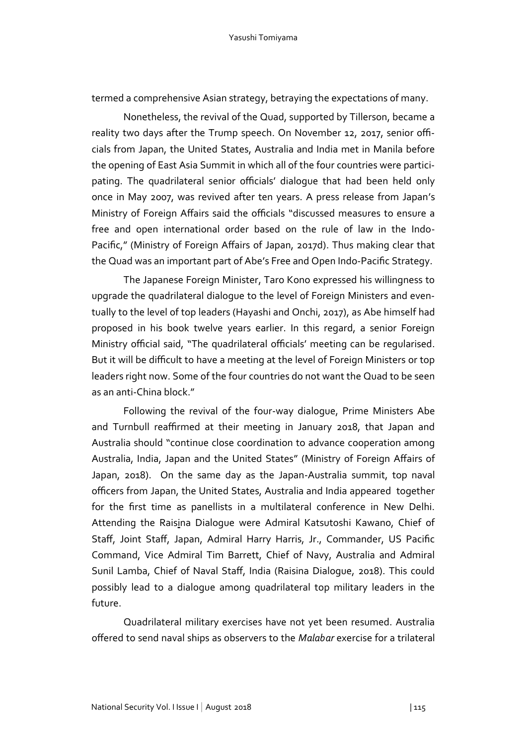termed a comprehensive Asian strategy, betraying the expectations of many.

Nonetheless, the revival of the Quad, supported by Tillerson, became a reality two days after the Trump speech. On November 12, 2017, senior officials from Japan, the United States, Australia and India met in Manila before the opening of East Asia Summit in which all of the four countries were participating. The quadrilateral senior officials' dialogue that had been held only once in May 2007, was revived after ten years. A press release from Japan's Ministry of Foreign Affairs said the officials "discussed measures to ensure a free and open international order based on the rule of law in the Indo-Pacific," (Ministry of Foreign Affairs of Japan, 2017d). Thus making clear that the Quad was an important part of Abe's Free and Open Indo-Pacific Strategy.

The Japanese Foreign Minister, Taro Kono expressed his willingness to upgrade the quadrilateral dialogue to the level of Foreign Ministers and eventually to the level of top leaders (Hayashi and Onchi, 2017), as Abe himself had proposed in his book twelve years earlier. In this regard, a senior Foreign Ministry official said, "The quadrilateral officials' meeting can be regularised. But it will be difficult to have a meeting at the level of Foreign Ministers or top leaders right now. Some of the four countries do not want the Quad to be seen as an anti-China block."

Following the revival of the four-way dialogue, Prime Ministers Abe and Turnbull reaffirmed at their meeting in January 2018, that Japan and Australia should "continue close coordination to advance cooperation among Australia, India, Japan and the United States" (Ministry of Foreign Affairs of Japan, 2018). On the same day as the Japan-Australia summit, top naval officers from Japan, the United States, Australia and India appeared together for the first time as panellists in a multilateral conference in New Delhi. Attending the Raisina Dialogue were Admiral Katsutoshi Kawano, Chief of Staff, Joint Staff, Japan, Admiral Harry Harris, Jr., Commander, US Pacific Command, Vice Admiral Tim Barrett, Chief of Navy, Australia and Admiral Sunil Lamba, Chief of Naval Staff, India (Raisina Dialogue, 2018). This could possibly lead to a dialogue among quadrilateral top military leaders in the future.

Quadrilateral military exercises have not yet been resumed. Australia offered to send naval ships as observers to the *Malabar* exercise for a trilateral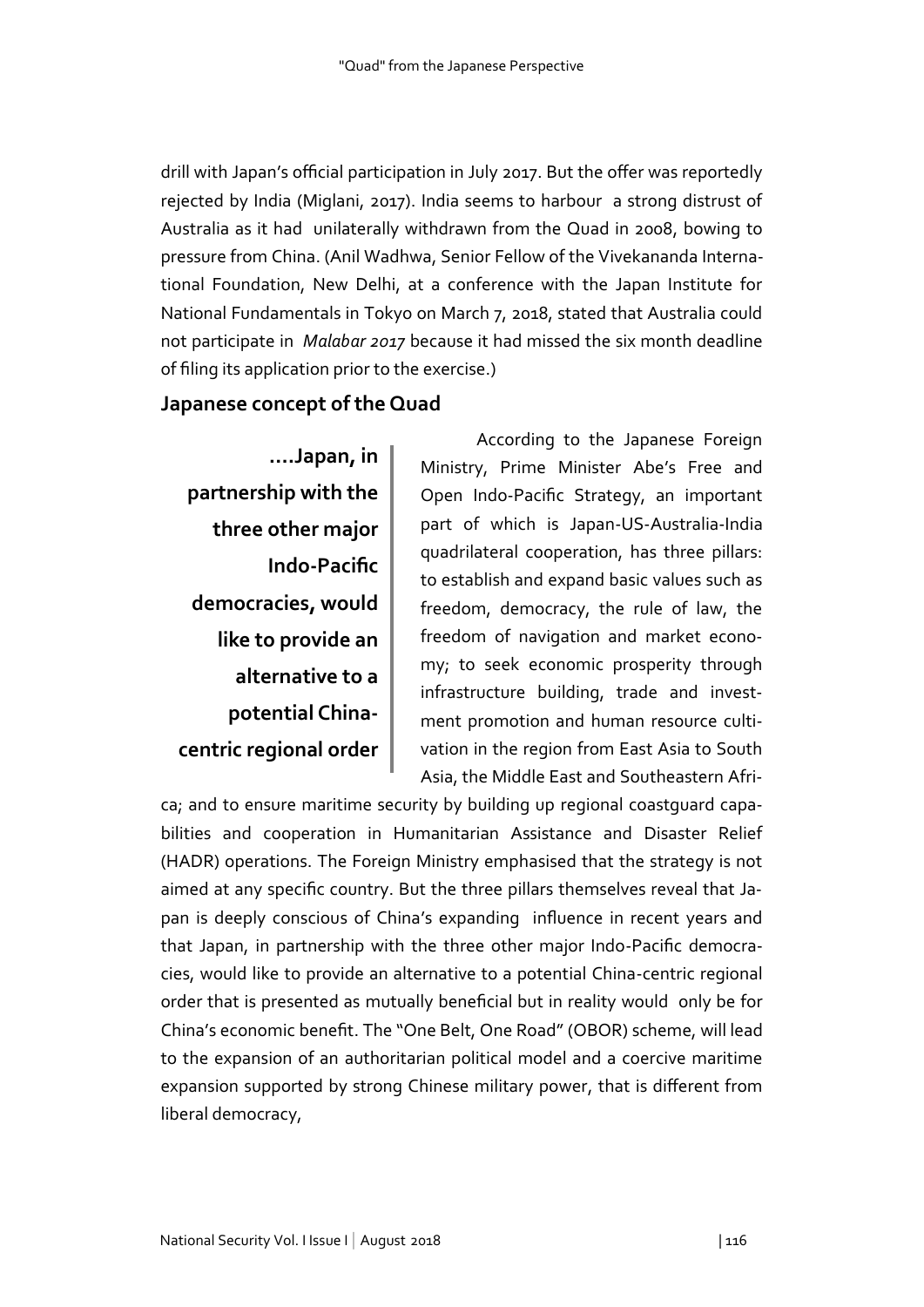drill with Japan's official participation in July 2017. But the offer was reportedly rejected by India (Miglani, 2017). India seems to harbour a strong distrust of Australia as it had unilaterally withdrawn from the Quad in 2008, bowing to pressure from China. (Anil Wadhwa, Senior Fellow of the Vivekananda International Foundation, New Delhi, at a conference with the Japan Institute for National Fundamentals in Tokyo on March 7, 2018, stated that Australia could not participate in *Malabar 2017* because it had missed the six month deadline of filing its application prior to the exercise.)

### Japanese concept of the Quad

> **....Japan, in partnership with the three other major Indo-Pacific democracies, would like to provide an alternative to a potential China-centric regional order**

According to the Japanese Foreign Ministry, Prime Minister Abe's Free and Open Indo-Pacific Strategy, an important part of which is Japan-US-Australia-India quadrilateral cooperation, has three pillars: to establish and expand basic values such as freedom, democracy, the rule of law, the freedom of navigation and market economy; to seek economic prosperity through infrastructure building, trade and investment promotion and human resource cultivation in the region from East Asia to South Asia, the Middle East and Southeastern Africa; and to ensure maritime security by building up regional coastguard capabilities and cooperation in Humanitarian Assistance and Disaster Relief (HADR) operations. The Foreign Ministry emphasised that the strategy is not aimed at any specific country. But the three pillars themselves reveal that Japan is deeply conscious of China's expanding influence in recent years and that Japan, in partnership with the three other major Indo-Pacific democracies, would like to provide an alternative to a potential China-centric regional order that is presented as mutually beneficial but in reality would only be for China's economic benefit. The "One Belt, One Road" (OBOR) scheme, will lead to the expansion of an authoritarian political model and a coercive maritime expansion supported by strong Chinese military power, that is different from liberal democracy,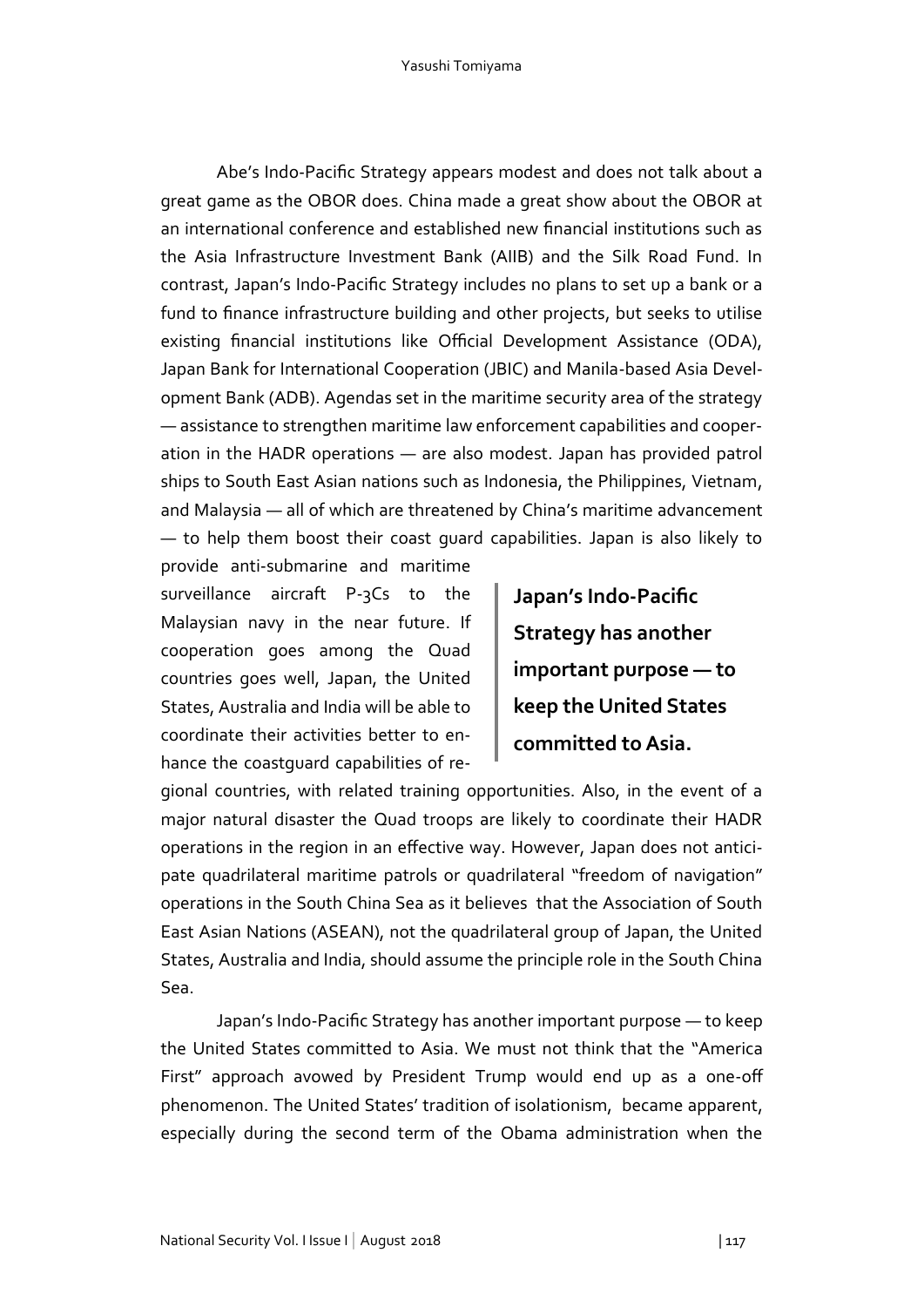Abe's Indo-Pacific Strategy appears modest and does not talk about a great game as the OBOR does. China made a great show about the OBOR at an international conference and established new financial institutions such as the Asia Infrastructure Investment Bank (AIIB) and the Silk Road Fund. In contrast, Japan's Indo-Pacific Strategy includes no plans to set up a bank or a fund to finance infrastructure building and other projects, but seeks to utilise existing financial institutions like Official Development Assistance (ODA), Japan Bank for International Cooperation (JBIC) and Manila-based Asia Development Bank (ADB). Agendas set in the maritime security area of the strategy — assistance to strengthen maritime law enforcement capabilities and cooperation in the HADR operations — are also modest. Japan has provided patrol ships to South East Asian nations such as Indonesia, the Philippines, Vietnam, and Malaysia — all of which are threatened by China's maritime advancement — to help them boost their coast guard capabilities. Japan is also likely to provide anti-submarine and maritime surveillance aircraft P-3Cs to the Malaysian navy in the near future. If cooperation goes among the Quad countries goes well, Japan, the United States, Australia and India will be able to coordinate their activities better to enhance the coastguard capabilities of regional countries, with related training opportunities. Also, in the event of a major natural disaster the Quad troops are likely to coordinate their HADR operations in the region in an effective way. However, Japan does not anticipate quadrilateral maritime patrols or quadrilateral "freedom of navigation" operations in the South China Sea as it believes that the Association of South East Asian Nations (ASEAN), not the quadrilateral group of Japan, the United States, Australia and India, should assume the principle role in the South China Sea.

> **Japan's Indo-Pacific Strategy has another important purpose — to keep the United States committed to Asia.**

Japan's Indo-Pacific Strategy has another important purpose — to keep the United States committed to Asia. We must not think that the "America First" approach avowed by President Trump would end up as a one-off phenomenon. The United States' tradition of isolationism, became apparent, especially during the second term of the Obama administration when the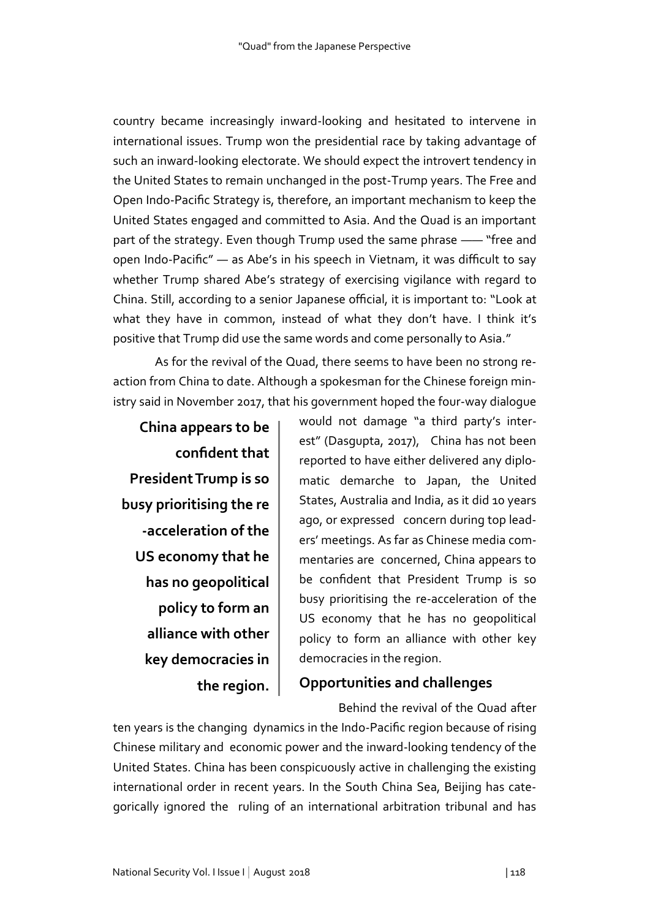country became increasingly inward-looking and hesitated to intervene in international issues. Trump won the presidential race by taking advantage of such an inward-looking electorate. We should expect the introvert tendency in the United States to remain unchanged in the post-Trump years. The Free and Open Indo-Pacific Strategy is, therefore, an important mechanism to keep the United States engaged and committed to Asia. And the Quad is an important part of the strategy. Even though Trump used the same phrase —— "free and open Indo-Pacific" — as Abe's in his speech in Vietnam, it was difficult to say whether Trump shared Abe's strategy of exercising vigilance with regard to China. Still, according to a senior Japanese official, it is important to: "Look at what they have in common, instead of what they don't have. I think it's positive that Trump did use the same words and come personally to Asia."

As for the revival of the Quad, there seems to have been no strong reaction from China to date. Although a spokesman for the Chinese foreign ministry said in November 2017, that his government hoped the four-way dialogue would not damage "a third party's interest" (Dasgupta, 2017), China has not been reported to have either delivered any diplomatic demarche to Japan, the United States, Australia and India, as it did 10 years ago, or expressed concern during top leaders' meetings. As far as Chinese media commentaries are concerned, China appears to be confident that President Trump is so busy prioritising the re-acceleration of the US economy that he has no geopolitical policy to form an alliance with other key democracies in the region.

**China appears to be confident that President Trump is so busy prioritising the re-acceleration of the US economy that he has no geopolitical policy to form an alliance with other key democracies in the region.**

## Opportunities and challenges

Behind the revival of the Quad after ten years is the changing dynamics in the Indo-Pacific region because of rising Chinese military and economic power and the inward-looking tendency of the United States. China has been conspicuously active in challenging the existing international order in recent years. In the South China Sea, Beijing has categorically ignored the ruling of an international arbitration tribunal and has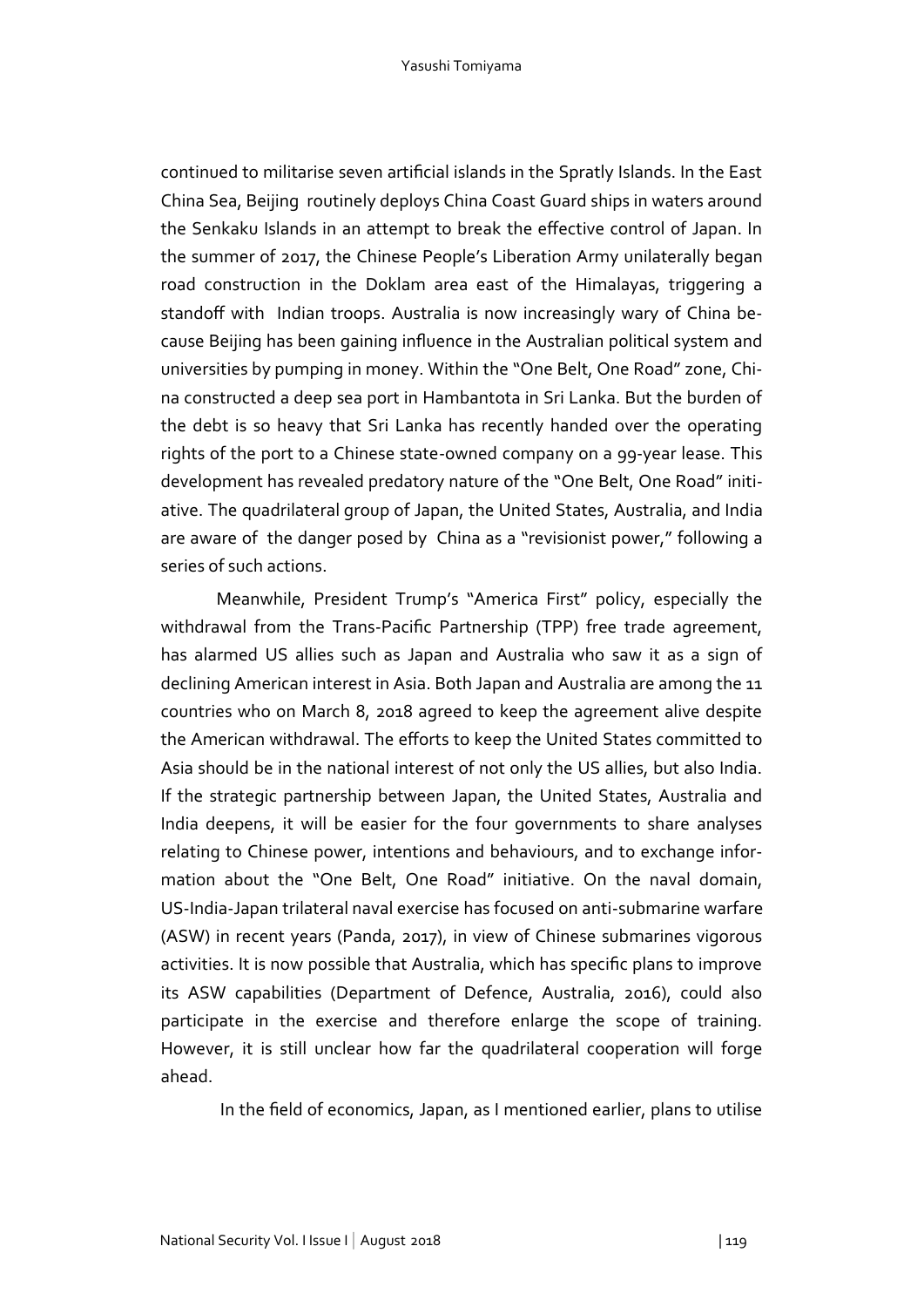continued to militarise seven artificial islands in the Spratly Islands. In the East China Sea, Beijing routinely deploys China Coast Guard ships in waters around the Senkaku Islands in an attempt to break the effective control of Japan. In the summer of 2017, the Chinese People's Liberation Army unilaterally began road construction in the Doklam area east of the Himalayas, triggering a standoff with Indian troops. Australia is now increasingly wary of China because Beijing has been gaining influence in the Australian political system and universities by pumping in money. Within the "One Belt, One Road" zone, China constructed a deep sea port in Hambantota in Sri Lanka. But the burden of the debt is so heavy that Sri Lanka has recently handed over the operating rights of the port to a Chinese state-owned company on a 99-year lease. This development has revealed predatory nature of the "One Belt, One Road" initiative. The quadrilateral group of Japan, the United States, Australia, and India are aware of the danger posed by China as a "revisionist power," following a series of such actions.

Meanwhile, President Trump's "America First" policy, especially the withdrawal from the Trans-Pacific Partnership (TPP) free trade agreement, has alarmed US allies such as Japan and Australia who saw it as a sign of declining American interest in Asia. Both Japan and Australia are among the 11 countries who on March 8, 2018 agreed to keep the agreement alive despite the American withdrawal. The efforts to keep the United States committed to Asia should be in the national interest of not only the US allies, but also India. If the strategic partnership between Japan, the United States, Australia and India deepens, it will be easier for the four governments to share analyses relating to Chinese power, intentions and behaviours, and to exchange information about the "One Belt, One Road" initiative. On the naval domain, US-India-Japan trilateral naval exercise has focused on anti-submarine warfare (ASW) in recent years (Panda, 2017), in view of Chinese submarines vigorous activities. It is now possible that Australia, which has specific plans to improve its ASW capabilities (Department of Defence, Australia, 2016), could also participate in the exercise and therefore enlarge the scope of training. However, it is still unclear how far the quadrilateral cooperation will forge ahead.

In the field of economics, Japan, as I mentioned earlier, plans to utilise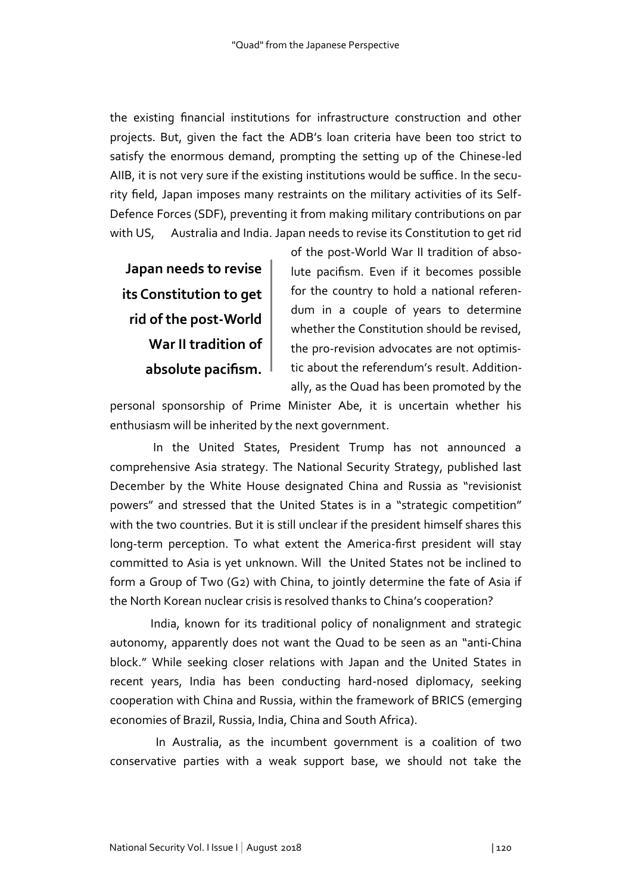the existing financial institutions for infrastructure construction and other projects. But, given the fact the ADB's loan criteria have been too strict to satisfy the enormous demand, prompting the setting up of the Chinese-led AIIB, it is not very sure if the existing institutions would be suffice. In the security field, Japan imposes many restraints on the military activities of its Self-Defence Forces (SDF), preventing it from making military contributions on par with US, Australia and India. Japan needs to revise its Constitution to get rid of the post-World War II tradition of absolute pacifism. Even if it becomes possible for the country to hold a national referendum in a couple of years to determine whether the Constitution should be revised, the pro-revision advocates are not optimistic about the referendum's result. Additionally, as the Quad has been promoted by the personal sponsorship of Prime Minister Abe, it is uncertain whether his enthusiasm will be inherited by the next government.

> **Japan needs to revise its Constitution to get rid of the post-World War II tradition of absolute pacifism.**

In the United States, President Trump has not announced a comprehensive Asia strategy. The National Security Strategy, published last December by the White House designated China and Russia as "revisionist powers" and stressed that the United States is in a "strategic competition" with the two countries. But it is still unclear if the president himself shares this long-term perception. To what extent the America-first president will stay committed to Asia is yet unknown. Will the United States not be inclined to form a Group of Two (G2) with China, to jointly determine the fate of Asia if the North Korean nuclear crisis is resolved thanks to China's cooperation?

India, known for its traditional policy of nonalignment and strategic autonomy, apparently does not want the Quad to be seen as an "anti-China block." While seeking closer relations with Japan and the United States in recent years, India has been conducting hard-nosed diplomacy, seeking cooperation with China and Russia, within the framework of BRICS (emerging economies of Brazil, Russia, India, China and South Africa).

In Australia, as the incumbent government is a coalition of two conservative parties with a weak support base, we should not take the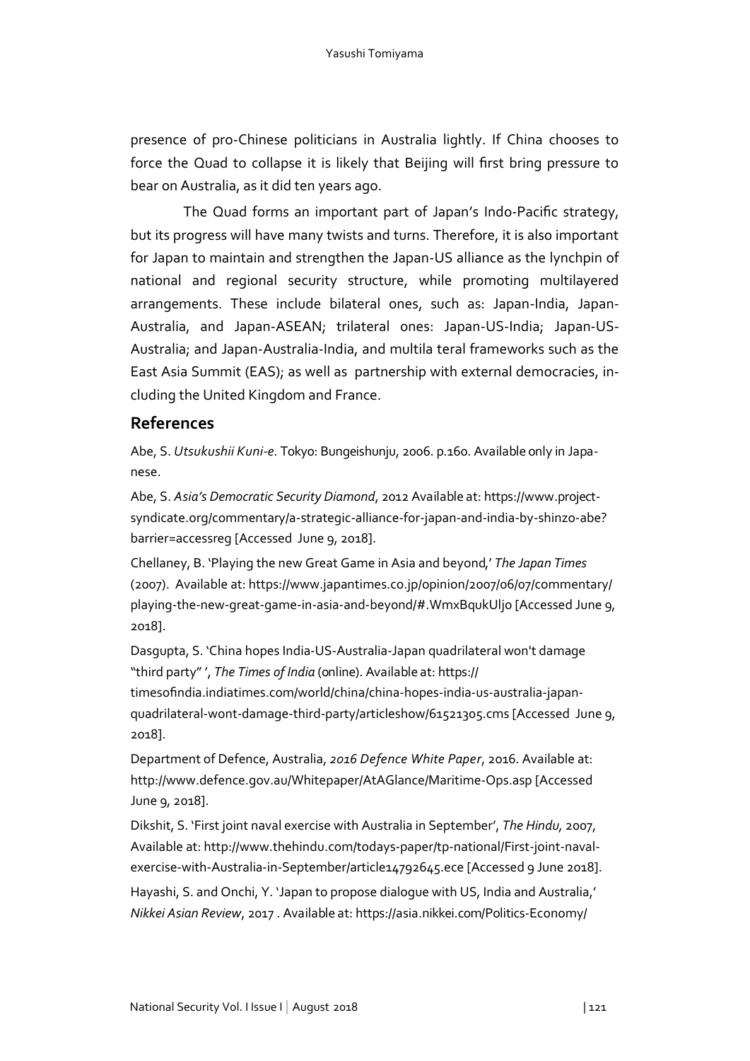presence of pro-Chinese politicians in Australia lightly. If China chooses to force the Quad to collapse it is likely that Beijing will first bring pressure to bear on Australia, as it did ten years ago.

The Quad forms an important part of Japan's Indo-Pacific strategy, but its progress will have many twists and turns. Therefore, it is also important for Japan to maintain and strengthen the Japan-US alliance as the lynchpin of national and regional security structure, while promoting multilayered arrangements. These include bilateral ones, such as: Japan-India, Japan-Australia, and Japan-ASEAN; trilateral ones: Japan-US-India; Japan-US-Australia; and Japan-Australia-India, and multila teral frameworks such as the East Asia Summit (EAS); as well as partnership with external democracies, including the United Kingdom and France.

## References

Abe, S. *Utsukushii Kuni-e*. Tokyo: Bungeishunju, 2006. p.160. Available only in Japanese.

Abe, S. *Asia's Democratic Security Diamond*, 2012 Available at: https://www.project-syndicate.org/commentary/a-strategic-alliance-for-japan-and-india-by-shinzo-abe?barrier=accessreg [Accessed June 9, 2018].

Chellaney, B. 'Playing the new Great Game in Asia and beyond,' *The Japan Times* (2007). Available at: https://www.japantimes.co.jp/opinion/2007/06/07/commentary/playing-the-new-great-game-in-asia-and-beyond/#.WmxBqukUljo [Accessed June 9, 2018].

Dasgupta, S. 'China hopes India-US-Australia-Japan quadrilateral won't damage "third party" ', *The Times of India* (online). Available at: https://timesofindia.indiatimes.com/world/china/china-hopes-india-us-australia-japan-quadrilateral-wont-damage-third-party/articleshow/61521305.cms [Accessed June 9, 2018].

Department of Defence, Australia, *2016 Defence White Paper*, 2016. Available at: http://www.defence.gov.au/Whitepaper/AtAGlance/Maritime-Ops.asp [Accessed June 9, 2018].

Dikshit, S. 'First joint naval exercise with Australia in September', *The Hindu,* 2007, Available at: http://www.thehindu.com/todays-paper/tp-national/First-joint-naval-exercise-with-Australia-in-September/article14792645.ece [Accessed 9 June 2018].

Hayashi, S. and Onchi, Y. 'Japan to propose dialogue with US, India and Australia,' *Nikkei Asian Review*, 2017 . Available at: https://asia.nikkei.com/Politics-Economy/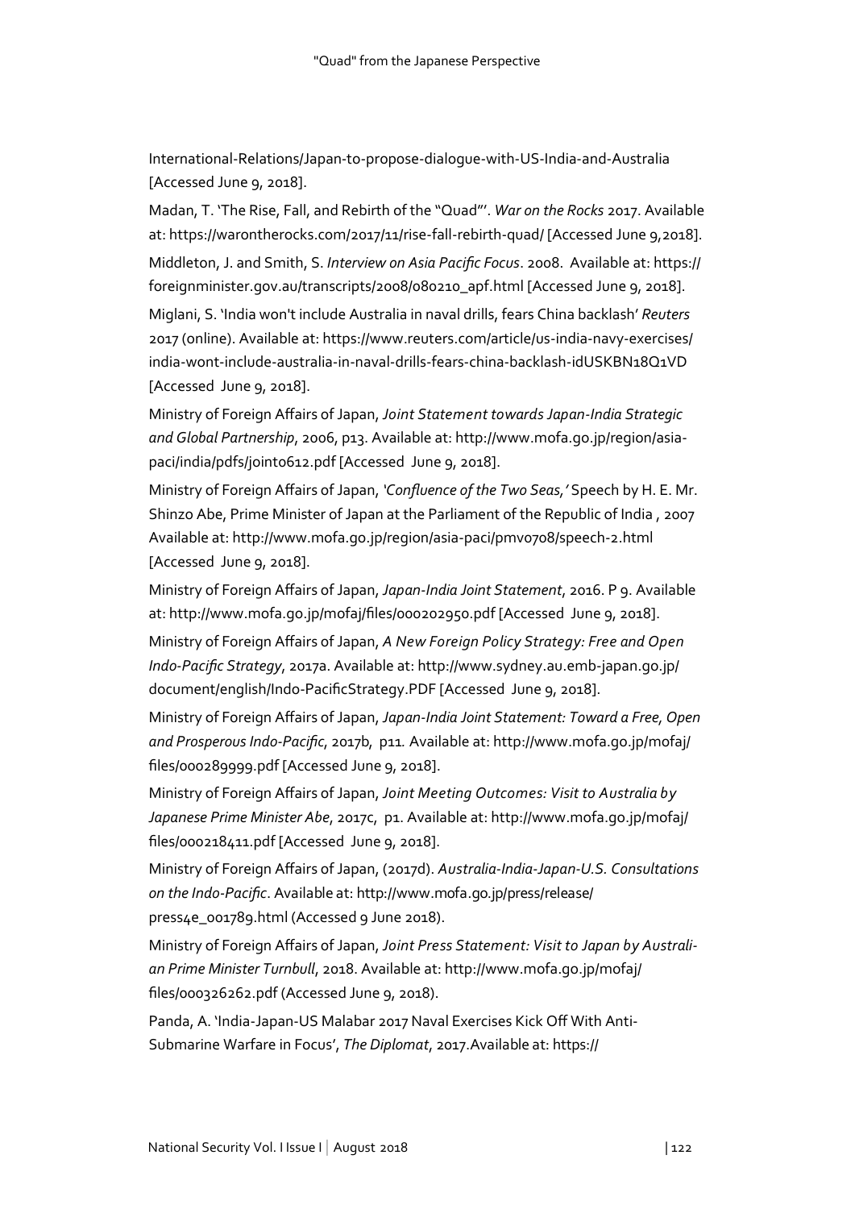International-Relations/Japan-to-propose-dialogue-with-US-India-and-Australia [Accessed June 9, 2018].

Madan, T. 'The Rise, Fall, and Rebirth of the "Quad"'. *War on the Rocks* 2017. Available at: https://warontherocks.com/2017/11/rise-fall-rebirth-quad/ [Accessed June 9,2018].

Middleton, J. and Smith, S. *Interview on Asia Pacific Focus*. 2008. Available at: https://foreignminister.gov.au/transcripts/2008/080210_apf.html [Accessed June 9, 2018].

Miglani, S. 'India won't include Australia in naval drills, fears China backlash' *Reuters* 2017 (online). Available at: https://www.reuters.com/article/us-india-navy-exercises/india-wont-include-australia-in-naval-drills-fears-china-backlash-idUSKBN18Q1VD [Accessed June 9, 2018].

Ministry of Foreign Affairs of Japan, *Joint Statement towards Japan-India Strategic and Global Partnership*, 2006, p13. Available at: http://www.mofa.go.jp/region/asia-paci/india/pdfs/joint0612.pdf [Accessed June 9, 2018].

Ministry of Foreign Affairs of Japan, *'Confluence of the Two Seas,'* Speech by H. E. Mr. Shinzo Abe, Prime Minister of Japan at the Parliament of the Republic of India , 2007 Available at: http://www.mofa.go.jp/region/asia-paci/pmv0708/speech-2.html [Accessed June 9, 2018].

Ministry of Foreign Affairs of Japan, *Japan-India Joint Statement*, 2016. P 9. Available at: http://www.mofa.go.jp/mofaj/files/000202950.pdf [Accessed June 9, 2018].

Ministry of Foreign Affairs of Japan, *A New Foreign Policy Strategy: Free and Open Indo-Pacific Strategy*, 2017a. Available at: http://www.sydney.au.emb-japan.go.jp/document/english/Indo-PacificStrategy.PDF [Accessed June 9, 2018].

Ministry of Foreign Affairs of Japan, *Japan-India Joint Statement: Toward a Free, Open and Prosperous Indo-Pacific*, 2017b, p11. Available at: http://www.mofa.go.jp/mofaj/files/000289999.pdf [Accessed June 9, 2018].

Ministry of Foreign Affairs of Japan, *Joint Meeting Outcomes: Visit to Australia by Japanese Prime Minister Abe*, 2017c, p1. Available at: http://www.mofa.go.jp/mofaj/files/000218411.pdf [Accessed June 9, 2018].

Ministry of Foreign Affairs of Japan, (2017d). *Australia-India-Japan-U.S. Consultations on the Indo-Pacific*. Available at: http://www.mofa.go.jp/press/release/press4e_001789.html (Accessed 9 June 2018).

Ministry of Foreign Affairs of Japan, *Joint Press Statement: Visit to Japan by Australian Prime Minister Turnbull*, 2018. Available at: http://www.mofa.go.jp/mofaj/files/000326262.pdf (Accessed June 9, 2018).

Panda, A. 'India-Japan-US Malabar 2017 Naval Exercises Kick Off With Anti-Submarine Warfare in Focus', *The Diplomat*, 2017.Available at: https://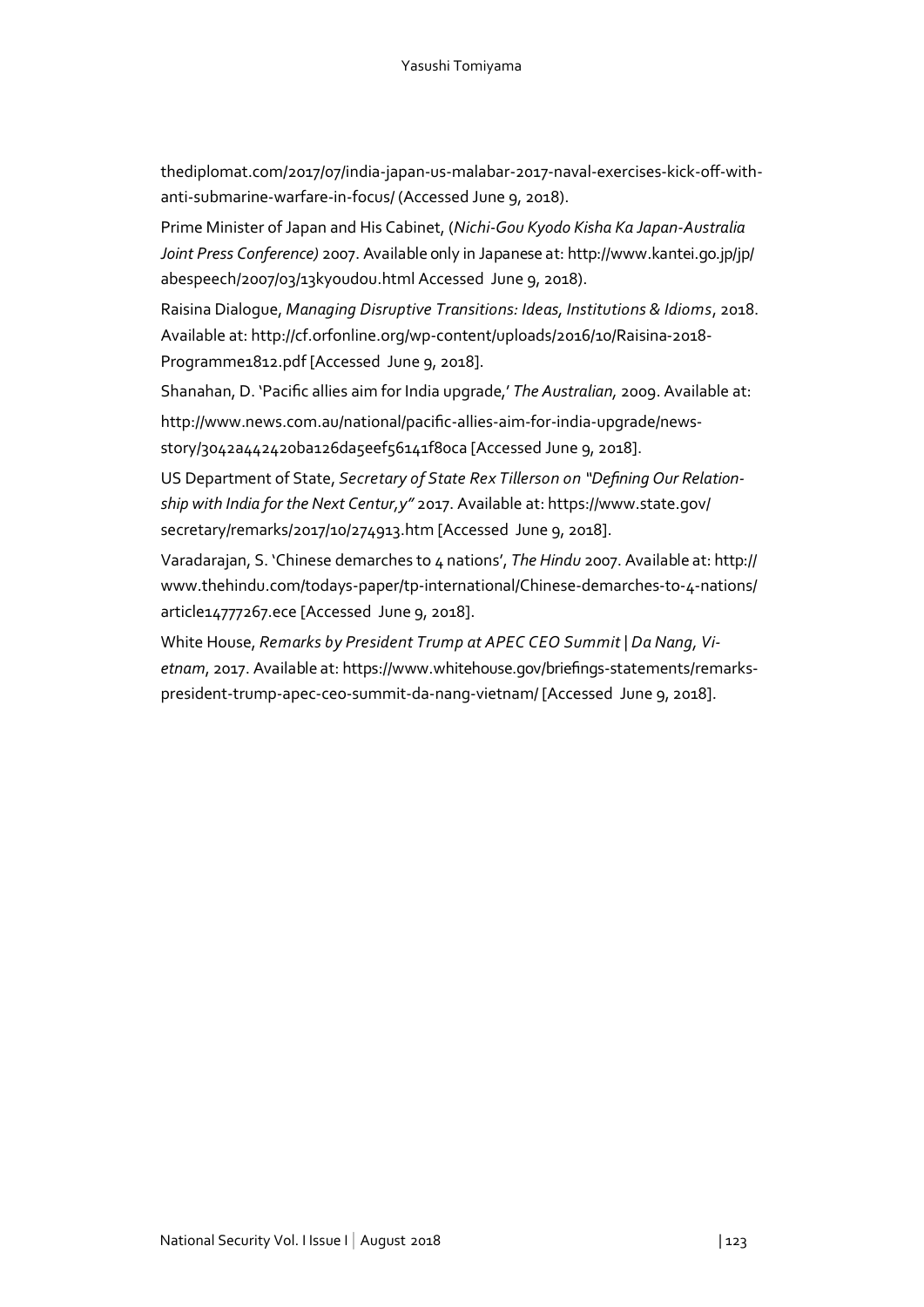thediplomat.com/2017/07/india-japan-us-malabar-2017-naval-exercises-kick-off-with-anti-submarine-warfare-in-focus/ (Accessed June 9, 2018).

Prime Minister of Japan and His Cabinet, (*Nichi-Gou Kyodo Kisha Ka Japan-Australia Joint Press Conference)* 2007. Available only in Japanese at: http://www.kantei.go.jp/jp/abespeech/2007/03/13kyoudou.html Accessed June 9, 2018).

Raisina Dialogue, *Managing Disruptive Transitions: Ideas, Institutions & Idioms*, 2018. Available at: http://cf.orfonline.org/wp-content/uploads/2016/10/Raisina-2018-Programme1812.pdf [Accessed June 9, 2018].

Shanahan, D. 'Pacific allies aim for India upgrade,' *The Australian,* 2009. Available at: http://www.news.com.au/national/pacific-allies-aim-for-india-upgrade/news-story/3042a442420ba126da5eef56141f80ca [Accessed June 9, 2018].

US Department of State, *Secretary of State Rex Tillerson on "Defining Our Relationship with India for the Next Centur,y"* 2017. Available at: https://www.state.gov/secretary/remarks/2017/10/274913.htm [Accessed June 9, 2018].

Varadarajan, S. 'Chinese demarches to 4 nations', *The Hindu* 2007. Available at: http://www.thehindu.com/todays-paper/tp-international/Chinese-demarches-to-4-nations/article14777267.ece [Accessed June 9, 2018].

White House, *Remarks by President Trump at APEC CEO Summit | Da Nang, Vietnam*, 2017. Available at: https://www.whitehouse.gov/briefings-statements/remarks-president-trump-apec-ceo-summit-da-nang-vietnam/ [Accessed June 9, 2018].